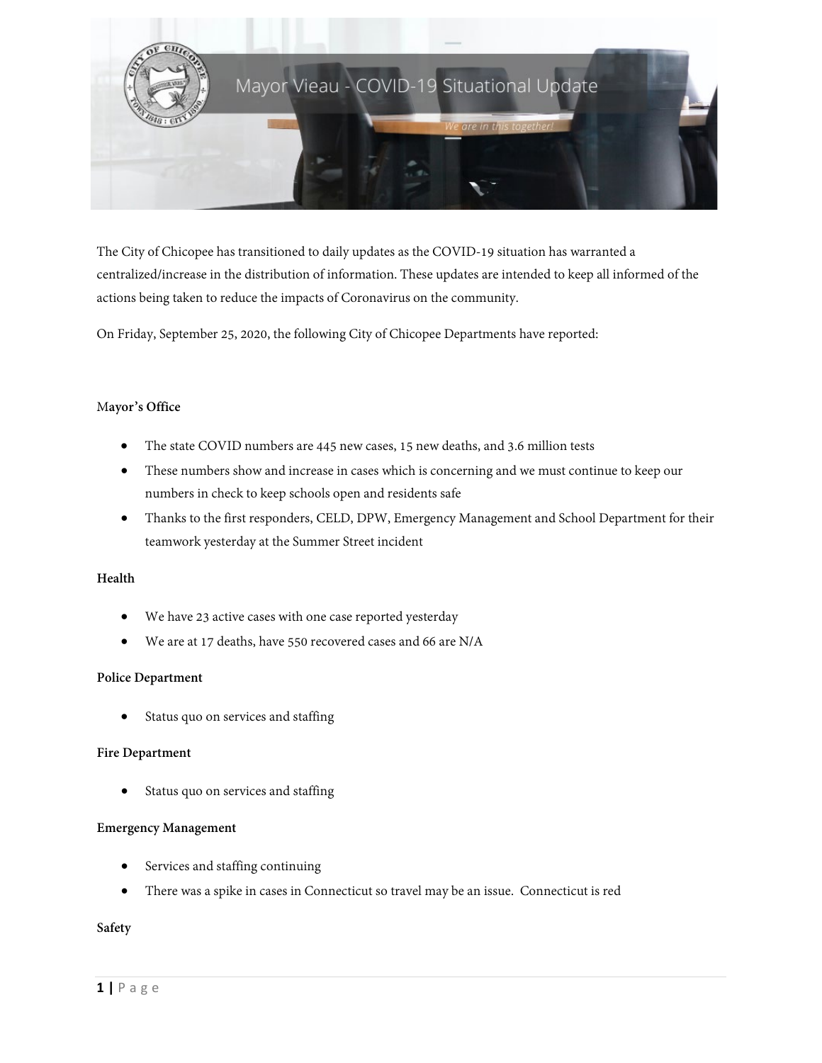# Mayor Vieau - COVID-19 Situational Update

*We are in this together!*

The City of Chicopee has transitioned to daily updates as the COVID-19 situation has warranted a centralized/increase in the distribution of information. These updates are intended to keep all informed of the actions being taken to reduce the impacts of Coronavirus on the community.

On Friday, September 25, 2020, the following City of Chicopee Departments have reported:

**Mayor's Office**

- The state COVID numbers are 445 new cases, 15 new deaths, and 3.6 million tests
- These numbers show and increase in cases which is concerning and we must continue to keep our numbers in check to keep schools open and residents safe
- Thanks to the first responders, CELD, DPW, Emergency Management and School Department for their teamwork yesterday at the Summer Street incident

**Health**

- We have 23 active cases with one case reported yesterday
- We are at 17 deaths, have 550 recovered cases and 66 are N/A

**Police Department**

- Status quo on services and staffing

**Fire Department**

- Status quo on services and staffing

**Emergency Management**

- Services and staffing continuing
- There was a spike in cases in Connecticut so travel may be an issue. Connecticut is red

**Safety**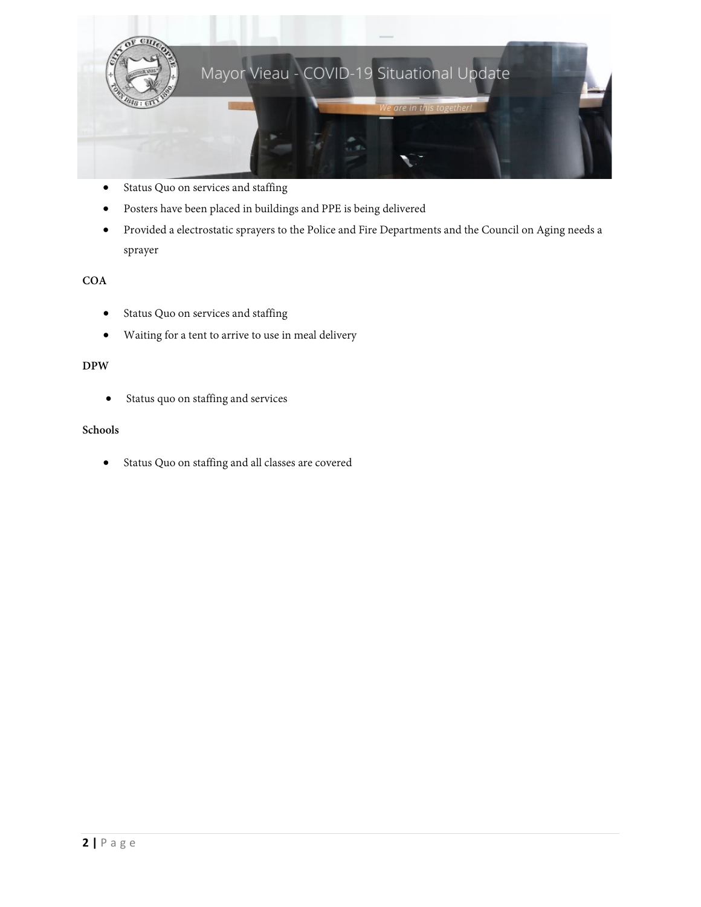- Status Quo on services and staffing
- Posters have been placed in buildings and PPE is being delivered
- Provided a electrostatic sprayers to the Police and Fire Departments and the Council on Aging needs a sprayer

**COA**

- Status Quo on services and staffing
- Waiting for a tent to arrive to use in meal delivery

**DPW**

- Status quo on staffing and services

**Schools**

- Status Quo on staffing and all classes are covered